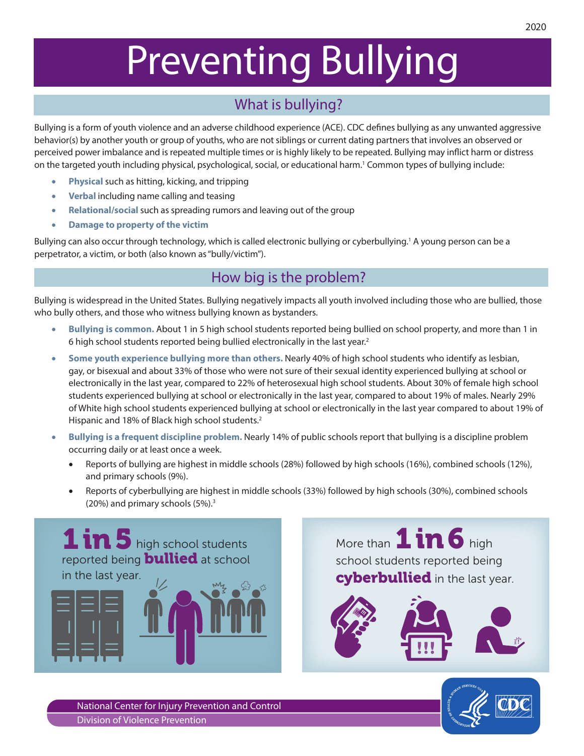# Preventing Bullying

## What is bullying?

Bullying is a form of youth violence and an adverse childhood experience (ACE). CDC defines bullying as any unwanted aggressive behavior(s) by another youth or group of youths, who are not siblings or current dating partners that involves an observed or perceived power imbalance and is repeated multiple times or is highly likely to be repeated. Bullying may inflict harm or distress on the targeted youth including physical, psychological, social, or educational harm.[1] Common types of bullying include:

- **Physical** such as hitting, kicking, and tripping
- **Verbal** including name calling and teasing
- **Relational/social** such as spreading rumors and leaving out of the group
- **Damage to property of the victim**

Bullying can also occur through technology, which is called electronic bullying or cyberbullying.[1] A young person can be a perpetrator, a victim, or both (also known as "bully/victim").

## How big is the problem?

Bullying is widespread in the United States. Bullying negatively impacts all youth involved including those who are bullied, those who bully others, and those who witness bullying known as bystanders.

- **Bullying is common.** About 1 in 5 high school students reported being bullied on school property, and more than 1 in 6 high school students reported being bullied electronically in the last year.[2]
- **Some youth experience bullying more than others.** Nearly 40% of high school students who identify as lesbian, gay, or bisexual and about 33% of those who were not sure of their sexual identity experienced bullying at school or electronically in the last year, compared to 22% of heterosexual high school students. About 30% of female high school students experienced bullying at school or electronically in the last year, compared to about 19% of males. Nearly 29% of White high school students experienced bullying at school or electronically in the last year compared to about 19% of Hispanic and 18% of Black high school students.[2]
- **Bullying is a frequent discipline problem.** Nearly 14% of public schools report that bullying is a discipline problem occurring daily or at least once a week.
  - Reports of bullying are highest in middle schools (28%) followed by high schools (16%), combined schools (12%), and primary schools (9%).
  - Reports of cyberbullying are highest in middle schools (33%) followed by high schools (30%), combined schools (20%) and primary schools (5%).[3]

**1 in 5** high school students reported being **bullied** at school in the last year.

More than **1 in 6** high school students reported being **cyberbullied** in the last year.

National Center for Injury Prevention and Control
Division of Violence Prevention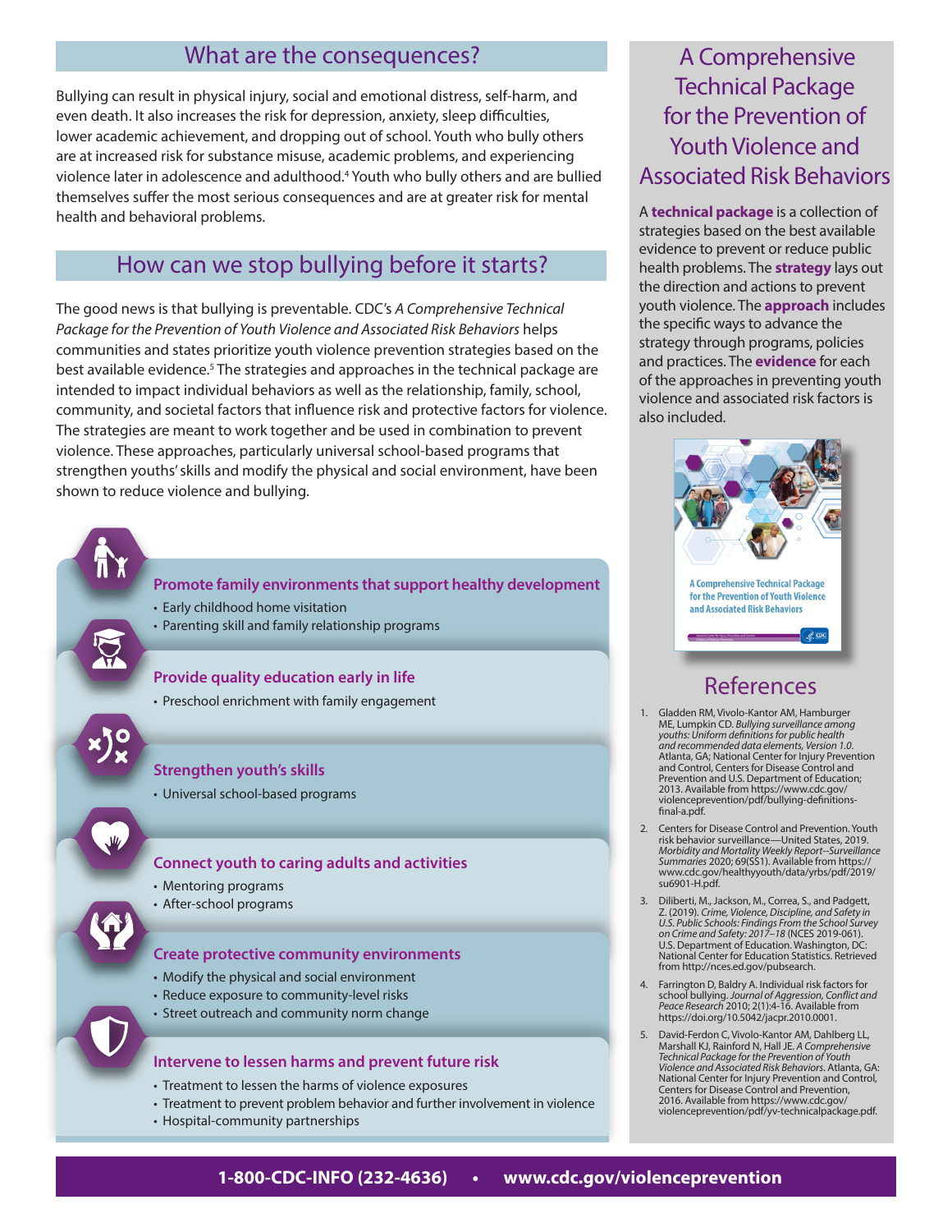## What are the consequences?

Bullying can result in physical injury, social and emotional distress, self-harm, and even death. It also increases the risk for depression, anxiety, sleep difficulties, lower academic achievement, and dropping out of school. Youth who bully others are at increased risk for substance misuse, academic problems, and experiencing violence later in adolescence and adulthood.[4] Youth who bully others and are bullied themselves suffer the most serious consequences and are at greater risk for mental health and behavioral problems.

## How can we stop bullying before it starts?

The good news is that bullying is preventable. CDC's *A Comprehensive Technical Package for the Prevention of Youth Violence and Associated Risk Behaviors* helps communities and states prioritize youth violence prevention strategies based on the best available evidence.[5] The strategies and approaches in the technical package are intended to impact individual behaviors as well as the relationship, family, school, community, and societal factors that influence risk and protective factors for violence. The strategies are meant to work together and be used in combination to prevent violence. These approaches, particularly universal school-based programs that strengthen youths' skills and modify the physical and social environment, have been shown to reduce violence and bullying.

### Promote family environments that support healthy development

- Early childhood home visitation
- Parenting skill and family relationship programs

### Provide quality education early in life

- Preschool enrichment with family engagement

### Strengthen youth's skills

- Universal school-based programs

### Connect youth to caring adults and activities

- Mentoring programs
- After-school programs

### Create protective community environments

- Modify the physical and social environment
- Reduce exposure to community-level risks
- Street outreach and community norm change

### Intervene to lessen harms and prevent future risk

- Treatment to lessen the harms of violence exposures
- Treatment to prevent problem behavior and further involvement in violence
- Hospital-community partnerships

## A Comprehensive Technical Package for the Prevention of Youth Violence and Associated Risk Behaviors

A **technical package** is a collection of strategies based on the best available evidence to prevent or reduce public health problems. The **strategy** lays out the direction and actions to prevent youth violence. The **approach** includes the specific ways to advance the strategy through programs, policies and practices. The **evidence** for each of the approaches in preventing youth violence and associated risk factors is also included.

A Comprehensive Technical Package for the Prevention of Youth Violence and Associated Risk Behaviors

## References

1. Gladden RM, Vivolo-Kantor AM, Hamburger ME, Lumpkin CD. *Bullying surveillance among youths: Uniform definitions for public health and recommended data elements, Version 1.0*. Atlanta, GA; National Center for Injury Prevention and Control, Centers for Disease Control and Prevention and U.S. Department of Education; 2013. Available from https://www.cdc.gov/violenceprevention/pdf/bullying-definitions-final-a.pdf.
2. Centers for Disease Control and Prevention. Youth risk behavior surveillance—United States, 2019. *Morbidity and Mortality Weekly Report--Surveillance Summaries* 2020; 69(SS1). Available from https://www.cdc.gov/healthyyouth/data/yrbs/pdf/2019/su6901-H.pdf.
3. Diliberti, M., Jackson, M., Correa, S., and Padgett, Z. (2019). *Crime, Violence, Discipline, and Safety in U.S. Public Schools: Findings From the School Survey on Crime and Safety: 2017–18* (NCES 2019-061). U.S. Department of Education. Washington, DC: National Center for Education Statistics. Retrieved from http://nces.ed.gov/pubsearch.
4. Farrington D, Baldry A. Individual risk factors for school bullying. *Journal of Aggression, Conflict and Peace Research* 2010; 2(1):4-16. Available from https://doi.org/10.5042/jacpr.2010.0001.
5. David-Ferdon C, Vivolo-Kantor AM, Dahlberg LL, Marshall KJ, Rainford N, Hall JE. *A Comprehensive Technical Package for the Prevention of Youth Violence and Associated Risk Behaviors*. Atlanta, GA: National Center for Injury Prevention and Control, Centers for Disease Control and Prevention, 2016. Available from https://www.cdc.gov/violenceprevention/pdf/yv-technicalpackage.pdf.

**1-800-CDC-INFO (232-4636) • www.cdc.gov/violenceprevention**